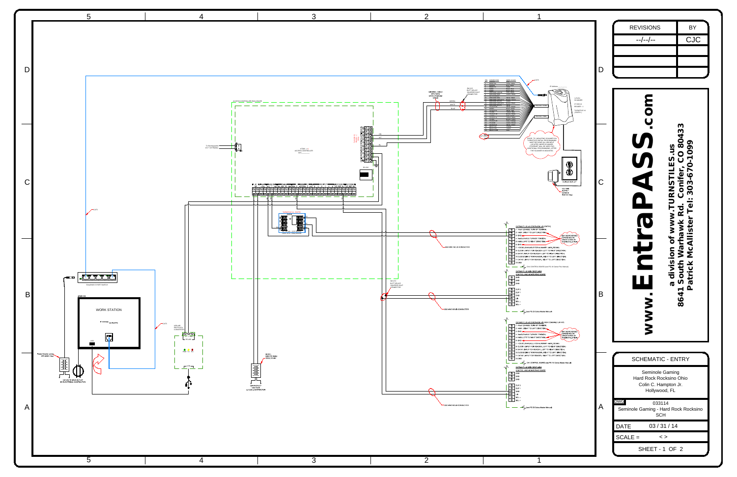# SCHEMATIC - ENTRY

| REVISIONS | BY |
|---|---|
| --/--/-- | CJC |

**www.EntraPASS.com**

**a division of www.TURNSTILES.us**
**8641 South Warhawk Rd. Conifer, CO 80433**
**Patrick McAllister Tel: 303-670-1099**

Seminole Gaming
Hard Rock Rocksino Ohio
Colin C. Hampton Jr.
Hollywood, FL

DWG 033114
Seminole Gaming - Hard Rock Rocksino
SCH

DATE 03 / 31 / 14

SCALE = < >

---

ACCESS CONTROLLER ENCLOSURE

KT-300 - 1.1 ACCESS CONTROLLER

GENERAL CABLE 8P/1TWIN CAT5-E PLENUM CABLE

3M UY2 BUTT SPLICE (QUICKS 4mm) CONNECTOR

V-FLEX SCANNER

PRIOR TO MOUNTING SCANNER ON TURNSTILE INITIAL PROGRAMMING MUST BE DONE VIA USB INPUT ON THE SCANNER WHILE ETHERNET WILL BE USED FOR ADDITIONAL PROGRAMMING AFTER THE SCANNER IS MOUNTED.

DUPLEX OUTLET

12V 2AMP SUPPLY

EntraPASS 5 PORT SWITCH

WORK STATION

USB

Power Adapter comes with switch 12vdc

120 VOLT 15 AMP OUTLET BY ELECTRICAL CONTRACTOR

CAT5

SERIAL PROTOCOL CONVERTER

MUSIC: 16/6 CONDUCTOR

120V PROTECT 12V 4.5A by ELEC CONTRACTOR

22/2 AWG SOLID CONDUCTOR

CAT5/4A PLUG with ENCODER/4 x4B (ENTRY)

1 +Vout1 (ENABLE TURN BY TENSION)
2 +VAE3 (RIGHT TO LEFT DIRECTION)
3 GND
4 +Vout2 (ENABLE TURN BY TENSION)
5 +VAE4 (LEFT TO RIGHT DIRECTION)
6 GND
7 +12V DC (MAX 3 AMP) FOR ALL READY +MAX_300 MA
8 CLOCK1 (INPUT FOR READER - LEFT TO RIGHT DIRECTION)
9 DATA1 (INPUT FOR READER - LEFT TO RIGHT DIRECTION)
10 CLOCK2 (INPUT FOR READER - RIGHT TO LEFT DIRECTION)
11 DATA2 (INPUT FOR READER - RIGHT TO LEFT DIRECTION)
12 GND

MAY BE REVERSED DEPENDING ON ORIENTATION OF THE INSTALLATION

CH. CONTROL BOARD (see PS-10 Cobra Plus Manual)

CAT5/4A PLUG WITH DISPLAYS CONTROL AND MONITORING BOARD

GND
GND
GND
OUT 2
OUT 1
GND
LB
SOL -
SOL +

(see PS 23 Cobra Master Manual)

CAT5/4A PLUG with ENCODER/4 x4B (ADA COMPLIANT UNIT)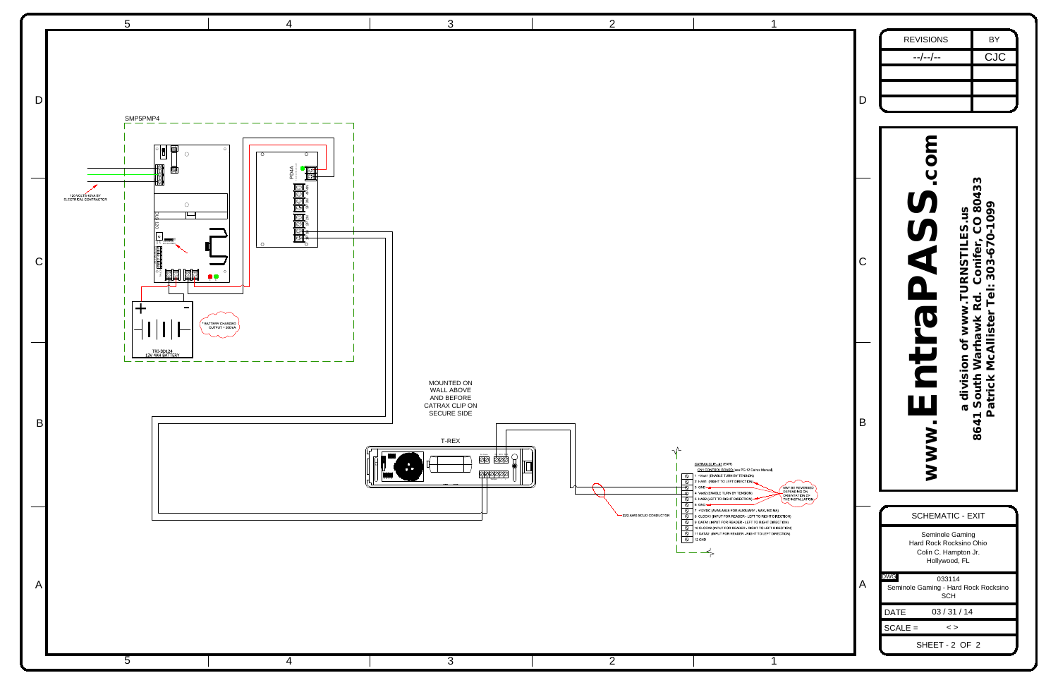SMP5PMP4

120 VOLTS 40VA BY ELECTRICAL CONTRACTOR

PD4A

* BATTERY CHARGED OUTPUT = 100mA

TRI-BD124
12V 4AH BATTERY

MOUNTED ON WALL ABOVE AND BEFORE CATRAX CLIP ON SECURE SIDE

T-REX

22/2 AWG SOLID CONDUCTOR

CATRAX CLIP+ #1 (EXIT)
CN1 CONTROL BOARD (see PG 12 Catrax Manual)

1. +Vest1 (ENABLE TURN BY TENSION)
2. HAB1 (RIGHT TO LEFT DIRECTION)
3. GND
4. Vest2 (ENABLE TURN BY TENSION)
5. HAB2 (LEFT TO RIGHT DIRECTION)
6. GND
7. +12VDC (AVAILABLE FOR AUXILIARY - MAX_500 MA)
8. CLOCK1 (INPUT FOR READER - LEFT TO RIGHT DIRECTION)
9. DATA1 (INPUT FOR READER - LEFT TO RIGHT DIRECTION)
10. CLOCK2 (INPUT FOR READER - RIGHT TO LEFT DIRECTION)
11. DATA2 (INPUT FOR READER - RIGHT TO LEFT DIRECTION)
12. GND

MAY BE REVERSED DEPENDING ON ORIENTATION OF THE INSTALLATION

| REVISIONS | BY |
|---|---|
| --/--/-- | CJC |

www.EntraPASS.com
a division of www.TURNSTILES.us
8641 South Warhawk Rd. Conifer, CO 80433
Patrick McAllister Tel: 303-670-1099

SCHEMATIC - EXIT

Seminole Gaming
Hard Rock Rocksino Ohio
Colin C. Hampton Jr.
Hollywood, FL

DWG 033114
Seminole Gaming - Hard Rock Rocksino SCH

DATE 03 / 31 / 14

SCALE = < >

SHEET - 2 OF 2